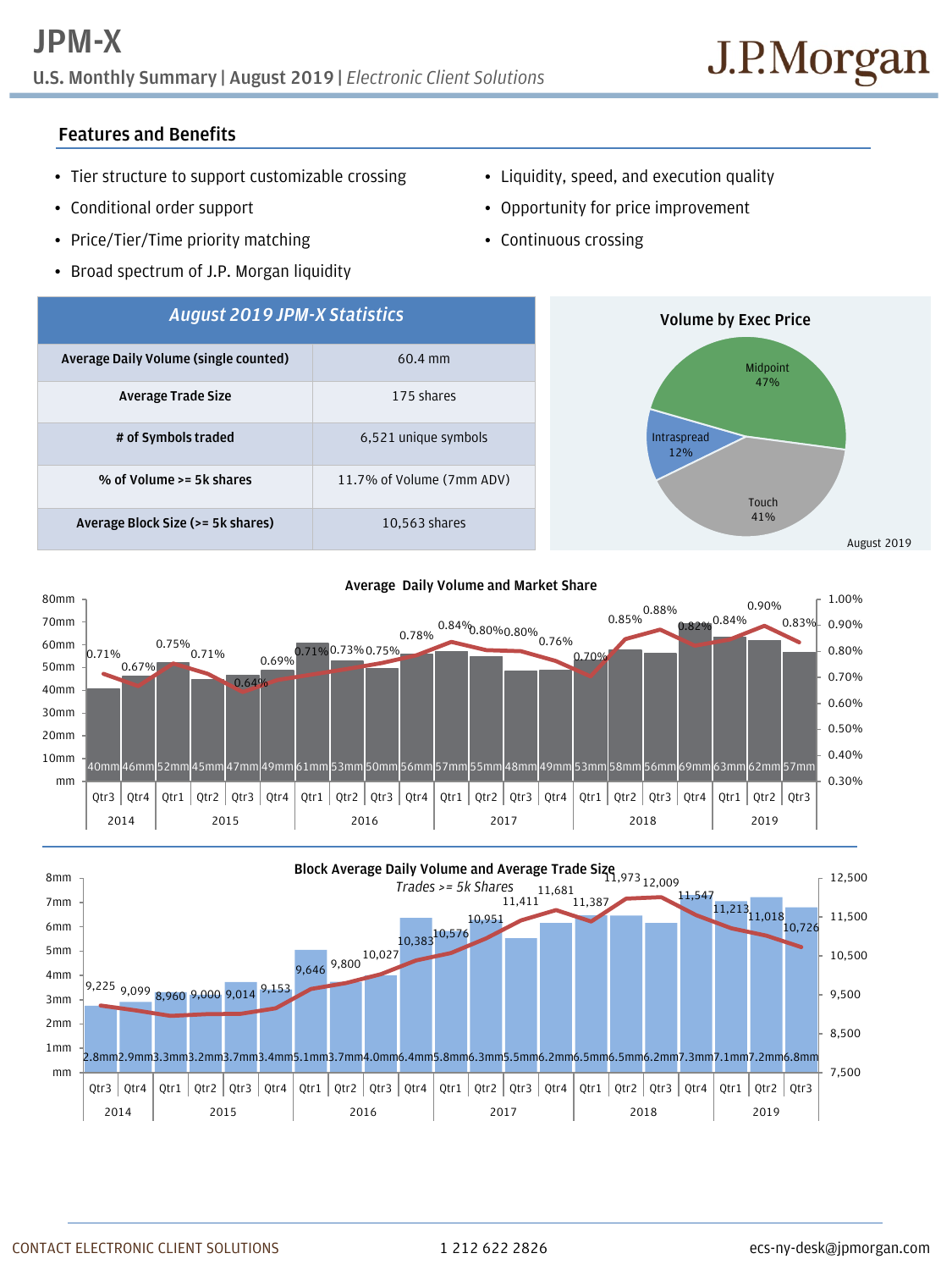# JPM-X

**U.S. Monthly Summary | August 2019 |** *Electronic Client Solutions*

J.P.Morgan

## Features and Benefits

- Tier structure to support customizable crossing
- Conditional order support
- Price/Tier/Time priority matching
- Broad spectrum of J.P. Morgan liquidity
- Liquidity, speed, and execution quality
- Opportunity for price improvement
- Continuous crossing

| *August 2019 JPM-X Statistics* | |
|---|---|
| **Average Daily Volume (single counted)** | 60.4 mm |
| **Average Trade Size** | 175 shares |
| **# of Symbols traded** | 6,521 unique symbols |
| **% of Volume >= 5k shares** | 11.7% of Volume (7mm ADV) |
| **Average Block Size (>= 5k shares)** | 10,563 shares |

**Volume by Exec Price**

| Exec Price | Share |
|---|---|
| Midpoint | 47% |
| Touch | 41% |
| Intraspread | 12% |

August 2019

**Average Daily Volume and Market Share**

| Year | Quarter | ADV | Market Share |
|---|---|---|---|
| 2014 | Qtr3 | 40mm | 0.71% |
| 2014 | Qtr4 | 46mm | 0.67% |
| 2015 | Qtr1 | 52mm | 0.75% |
| 2015 | Qtr2 | 45mm | 0.71% |
| 2015 | Qtr3 | 47mm | 0.64% |
| 2015 | Qtr4 | 49mm | 0.69% |
| 2016 | Qtr1 | 61mm | 0.71% |
| 2016 | Qtr2 | 53mm | 0.73% |
| 2016 | Qtr3 | 50mm | 0.75% |
| 2016 | Qtr4 | 56mm | 0.78% |
| 2017 | Qtr1 | 57mm | 0.84% |
| 2017 | Qtr2 | 55mm | 0.80% |
| 2017 | Qtr3 | 48mm | 0.80% |
| 2017 | Qtr4 | 49mm | 0.76% |
| 2018 | Qtr1 | 53mm | 0.70% |
| 2018 | Qtr2 | 58mm | 0.85% |
| 2018 | Qtr3 | 56mm | 0.88% |
| 2018 | Qtr4 | 69mm | 0.82% |
| 2019 | Qtr1 | 63mm | 0.84% |
| 2019 | Qtr2 | 62mm | 0.90% |
| 2019 | Qtr3 | 57mm | 0.83% |

**Block Average Daily Volume and Average Trade Size**

*Trades >= 5k Shares*

| Year | Quarter | Block ADV | Average Trade Size |
|---|---|---|---|
| 2014 | Qtr3 | 2.8mm | 9,225 |
| 2014 | Qtr4 | 2.9mm | 9,099 |
| 2015 | Qtr1 | 3.3mm | 8,960 |
| 2015 | Qtr2 | 3.2mm | 9,000 |
| 2015 | Qtr3 | 3.7mm | 9,014 |
| 2015 | Qtr4 | 3.4mm | 9,153 |
| 2016 | Qtr1 | 5.1mm | 9,646 |
| 2016 | Qtr2 | 3.7mm | 9,800 |
| 2016 | Qtr3 | 4.0mm | 10,027 |
| 2016 | Qtr4 | 6.4mm | 10,383 |
| 2017 | Qtr1 | 5.8mm | 10,576 |
| 2017 | Qtr2 | 6.3mm | 10,951 |
| 2017 | Qtr3 | 5.5mm | 11,411 |
| 2017 | Qtr4 | 6.2mm | 11,681 |
| 2018 | Qtr1 | 6.5mm | 11,387 |
| 2018 | Qtr2 | 6.5mm | 11,973 |
| 2018 | Qtr3 | 6.2mm | 12,009 |
| 2018 | Qtr4 | 7.3mm | 11,547 |
| 2019 | Qtr1 | 7.1mm | 11,213 |
| 2019 | Qtr2 | 7.2mm | 11,018 |
| 2019 | Qtr3 | 6.8mm | 10,726 |

CONTACT ELECTRONIC CLIENT SOLUTIONS 1 212 622 2826 ecs-ny-desk@jpmorgan.com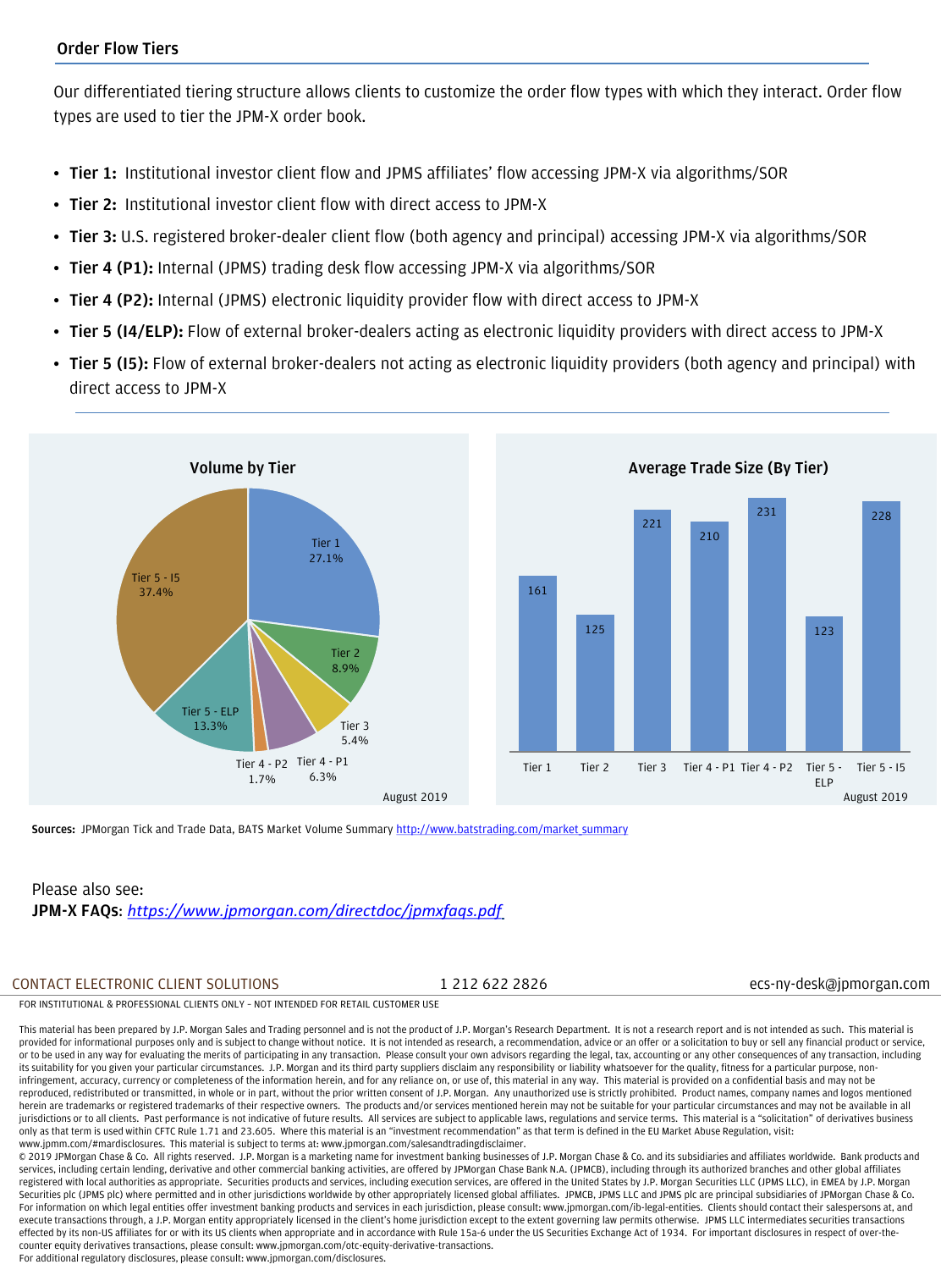## Order Flow Tiers

Our differentiated tiering structure allows clients to customize the order flow types with which they interact. Order flow types are used to tier the JPM-X order book.

- **Tier 1:** Institutional investor client flow and JPMS affiliates' flow accessing JPM-X via algorithms/SOR
- **Tier 2:** Institutional investor client flow with direct access to JPM-X
- **Tier 3:** U.S. registered broker-dealer client flow (both agency and principal) accessing JPM-X via algorithms/SOR
- **Tier 4 (P1):** Internal (JPMS) trading desk flow accessing JPM-X via algorithms/SOR
- **Tier 4 (P2):** Internal (JPMS) electronic liquidity provider flow with direct access to JPM-X
- **Tier 5 (I4/ELP):** Flow of external broker-dealers acting as electronic liquidity providers with direct access to JPM-X
- **Tier 5 (I5):** Flow of external broker-dealers not acting as electronic liquidity providers (both agency and principal) with direct access to JPM-X

**Volume by Tier**

Tier 1 27.1%
Tier 2 8.9%
Tier 3 5.4%
Tier 4 - P1 6.3%
Tier 4 - P2 1.7%
Tier 5 - ELP 13.3%
Tier 5 - I5 37.4%

August 2019

**Average Trade Size (By Tier)**

Tier 1 161
Tier 2 125
Tier 3 221
Tier 4 - P1 210
Tier 4 - P2 231
Tier 5 - ELP 123
Tier 5 - I5 228

August 2019

**Sources:** JPMorgan Tick and Trade Data, BATS Market Volume Summary http://www.batstrading.com/market_summary

Please also see:
**JPM-X FAQs**: *https://www.jpmorgan.com/directdoc/jpmxfaqs.pdf*

CONTACT ELECTRONIC CLIENT SOLUTIONS 1 212 622 2826 ecs-ny-desk@jpmorgan.com

FOR INSTITUTIONAL & PROFESSIONAL CLIENTS ONLY – NOT INTENDED FOR RETAIL CUSTOMER USE

This material has been prepared by J.P. Morgan Sales and Trading personnel and is not the product of J.P. Morgan's Research Department. It is not a research report and is not intended as such. This material is provided for informational purposes only and is subject to change without notice. It is not intended as research, a recommendation, advice or an offer or a solicitation to buy or sell any financial product or service, or to be used in any way for evaluating the merits of participating in any transaction. Please consult your own advisors regarding the legal, tax, accounting or any other consequences of any transaction, including its suitability for you given your particular circumstances. J.P. Morgan and its third party suppliers disclaim any responsibility or liability whatsoever for the quality, fitness for a particular purpose, non-infringement, accuracy, currency or completeness of the information herein, and for any reliance on, or use of, this material in any way. This material is provided on a confidential basis and may not be reproduced, redistributed or transmitted, in whole or in part, without the prior written consent of J.P. Morgan. Any unauthorized use is strictly prohibited. Product names, company names and logos mentioned herein are trademarks or registered trademarks of their respective owners. The products and/or services mentioned herein may not be suitable for your particular circumstances and may not be available in all jurisdictions or to all clients. Past performance is not indicative of future results. All services are subject to applicable laws, regulations and service terms. This material is a "solicitation" of derivatives business only as that term is used within CFTC Rule 1.71 and 23.605. Where this material is an "investment recommendation" as that term is defined in the EU Market Abuse Regulation, visit: www.jpmm.com/#mardisclosures. This material is subject to terms at: www.jpmorgan.com/salesandtradingdisclaimer.

© 2019 JPMorgan Chase & Co. All rights reserved. J.P. Morgan is a marketing name for investment banking businesses of J.P. Morgan Chase & Co. and its subsidiaries and affiliates worldwide. Bank products and services, including certain lending, derivative and other commercial banking activities, are offered by JPMorgan Chase Bank N.A. (JPMCB), including through its authorized branches and other global affiliates registered with local authorities as appropriate. Securities products and services, including execution services, are offered in the United States by J.P. Morgan Securities LLC (JPMS LLC), in EMEA by J.P. Morgan Securities plc (JPMS plc) where permitted and in other jurisdictions worldwide by other appropriately licensed global affiliates. JPMCB, JPMS LLC and JPMS plc are principal subsidiaries of JPMorgan Chase & Co. For information on which legal entities offer investment banking products and services in each jurisdiction, please consult: www.jpmorgan.com/ib-legal-entities. Clients should contact their salespersons at, and execute transactions through, a J.P. Morgan entity appropriately licensed in the client's home jurisdiction except to the extent governing law permits otherwise. JPMS LLC intermediates securities transactions effected by its non-US affiliates for or with its US clients when appropriate and in accordance with Rule 15a-6 under the US Securities Exchange Act of 1934. For important disclosures in respect of over-the-counter equity derivatives transactions, please consult: www.jpmorgan.com/otc-equity-derivative-transactions.
For additional regulatory disclosures, please consult: www.jpmorgan.com/disclosures.